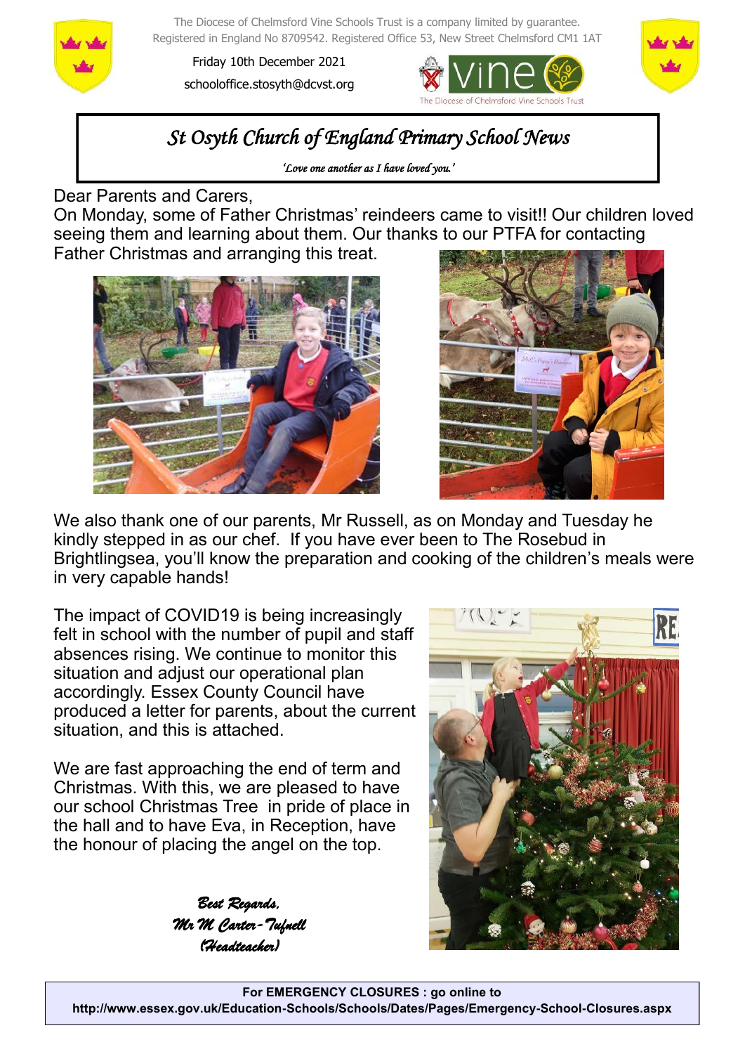The Diocese of Chelmsford Vine Schools Trust is a company limited by guarantee. Registered in England No 8709542. Registered Office 53, New Street Chelmsford CM1 1AT

Friday 10th December 2021

schooloffice.stosyth@dcvst.org

# *St Osyth Church of England Primary School News*

*'Love one another as I have loved you.'*

Dear Parents and Carers,

On Monday, some of Father Christmas' reindeers came to visit!! Our children loved seeing them and learning about them. Our thanks to our PTFA for contacting Father Christmas and arranging this treat.

We also thank one of our parents, Mr Russell, as on Monday and Tuesday he kindly stepped in as our chef. If you have ever been to The Rosebud in Brightlingsea, you'll know the preparation and cooking of the children's meals were in very capable hands!

The impact of COVID19 is being increasingly felt in school with the number of pupil and staff absences rising. We continue to monitor this situation and adjust our operational plan accordingly. Essex County Council have produced a letter for parents, about the current situation, and this is attached.

We are fast approaching the end of term and Christmas. With this, we are pleased to have our school Christmas Tree in pride of place in the hall and to have Eva, in Reception, have the honour of placing the angel on the top.

*Best Regards,*
*Mr M Carter-Tufnell*
*(Headteacher)*

**For EMERGENCY CLOSURES : go online to**
**http://www.essex.gov.uk/Education-Schools/Schools/Dates/Pages/Emergency-School-Closures.aspx**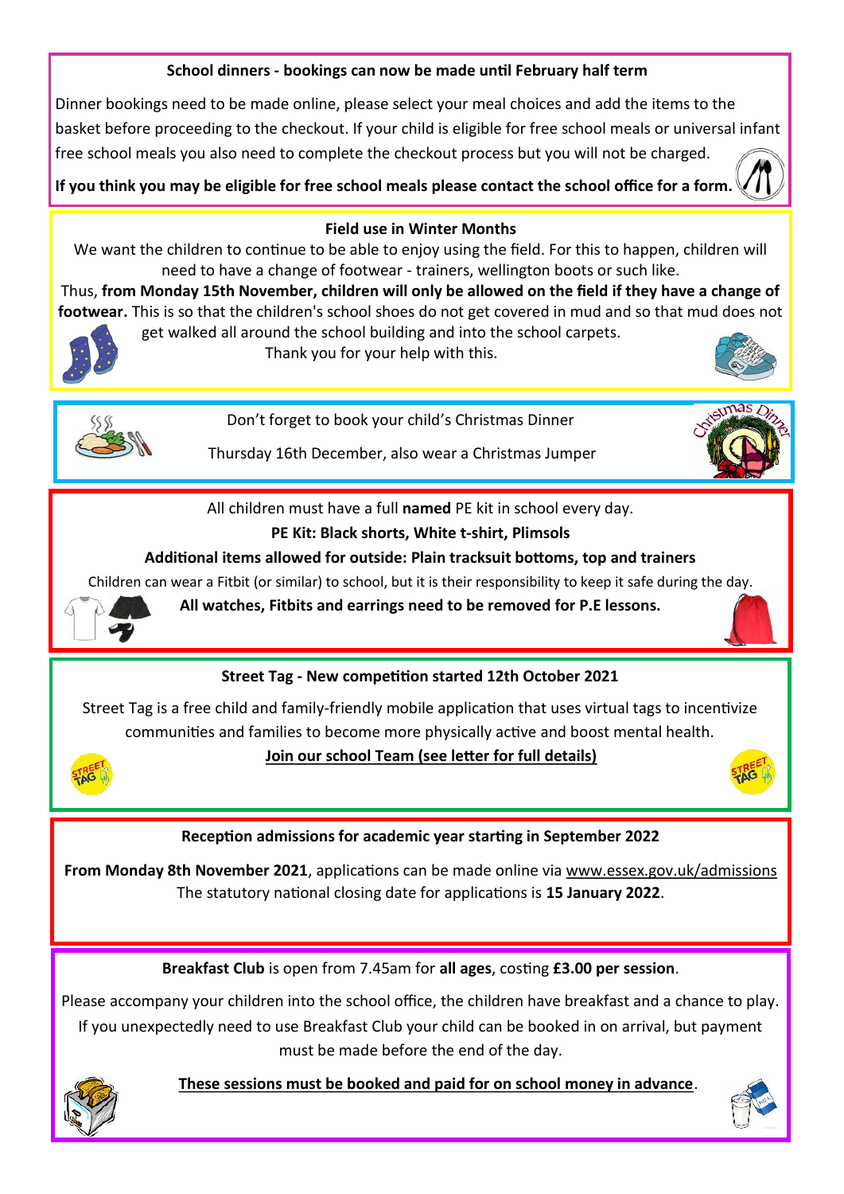**School dinners - bookings can now be made until February half term**

Dinner bookings need to be made online, please select your meal choices and add the items to the basket before proceeding to the checkout. If your child is eligible for free school meals or universal infant free school meals you also need to complete the checkout process but you will not be charged.

**If you think you may be eligible for free school meals please contact the school office for a form.**

**Field use in Winter Months**

We want the children to continue to be able to enjoy using the field. For this to happen, children will need to have a change of footwear - trainers, wellington boots or such like.

Thus, **from Monday 15th November, children will only be allowed on the field if they have a change of footwear.** This is so that the children's school shoes do not get covered in mud and so that mud does not get walked all around the school building and into the school carpets.

Thank you for your help with this.

Don't forget to book your child's Christmas Dinner

Thursday 16th December, also wear a Christmas Jumper

All children must have a full **named** PE kit in school every day.

**PE Kit: Black shorts, White t-shirt, Plimsols**

**Additional items allowed for outside: Plain tracksuit bottoms, top and trainers**

Children can wear a Fitbit (or similar) to school, but it is their responsibility to keep it safe during the day.

**All watches, Fitbits and earrings need to be removed for P.E lessons.**

**Street Tag - New competition started 12th October 2021**

Street Tag is a free child and family-friendly mobile application that uses virtual tags to incentivize communities and families to become more physically active and boost mental health.

**Join our school Team (see letter for full details)**

**Reception admissions for academic year starting in September 2022**

**From Monday 8th November 2021**, applications can be made online via www.essex.gov.uk/admissions

The statutory national closing date for applications is **15 January 2022**.

**Breakfast Club** is open from 7.45am for **all ages**, costing **£3.00 per session**.

Please accompany your children into the school office, the children have breakfast and a chance to play. If you unexpectedly need to use Breakfast Club your child can be booked in on arrival, but payment must be made before the end of the day.

**These sessions must be booked and paid for on school money in advance**.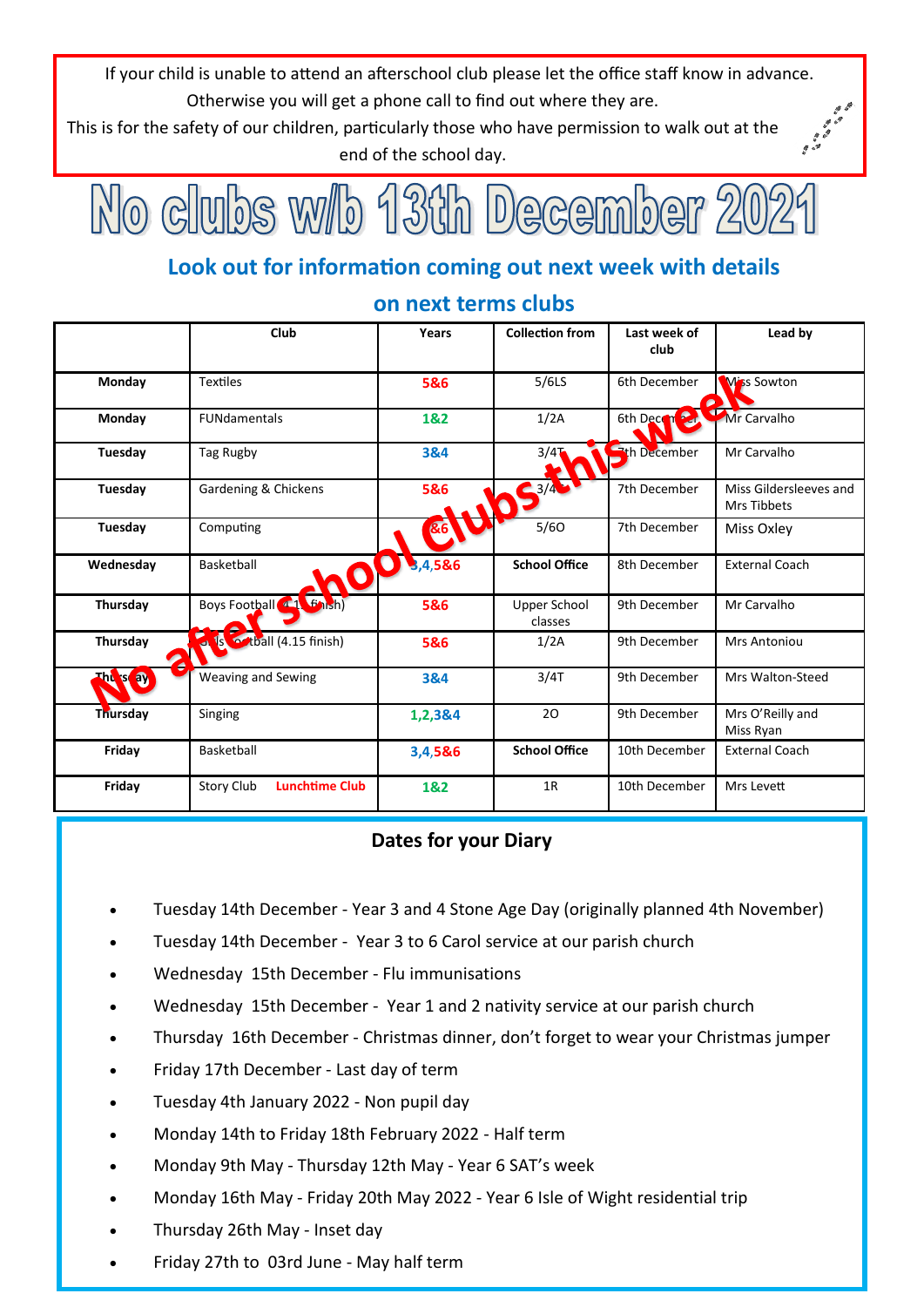If your child is unable to attend an afterschool club please let the office staff know in advance. Otherwise you will get a phone call to find out where they are.
This is for the safety of our children, particularly those who have permission to walk out at the end of the school day.

# No clubs w/b 13th December 2021

## Look out for information coming out next week with details on next terms clubs

No after school Clubs this week

| | Club | Years | Collection from | Last week of club | Lead by |
|---|---|---|---|---|---|
| **Monday** | Textiles | 5&6 | 5/6LS | 6th December | Miss Sowton |
| **Monday** | FUNdamentals | 1&2 | 1/2A | 6th December | Mr Carvalho |
| **Tuesday** | Tag Rugby | 3&4 | 3/4T | 7th December | Mr Carvalho |
| **Tuesday** | Gardening & Chickens | 5&6 | 3/4 | 7th December | Miss Gildersleeves and Mrs Tibbets |
| **Tuesday** | Computing | 5&6 | 5/6O | 7th December | Miss Oxley |
| **Wednesday** | Basketball | 3,4,5&6 | **School Office** | 8th December | External Coach |
| **Thursday** | Boys Football (4.15 finish) | 5&6 | Upper School classes | 9th December | Mr Carvalho |
| **Thursday** | Girls Football (4.15 finish) | 5&6 | 1/2A | 9th December | Mrs Antoniou |
| **Thursday** | Weaving and Sewing | 3&4 | 3/4T | 9th December | Mrs Walton-Steed |
| **Thursday** | Singing | 1,2,3&4 | 2O | 9th December | Mrs O'Reilly and Miss Ryan |
| **Friday** | Basketball | 3,4,5&6 | **School Office** | 10th December | External Coach |
| **Friday** | Story Club **Lunchtime Club** | 1&2 | 1R | 10th December | Mrs Levett |

### Dates for your Diary

- Tuesday 14th December - Year 3 and 4 Stone Age Day (originally planned 4th November)
- Tuesday 14th December - Year 3 to 6 Carol service at our parish church
- Wednesday 15th December - Flu immunisations
- Wednesday 15th December - Year 1 and 2 nativity service at our parish church
- Thursday 16th December - Christmas dinner, don't forget to wear your Christmas jumper
- Friday 17th December - Last day of term
- Tuesday 4th January 2022 - Non pupil day
- Monday 14th to Friday 18th February 2022 - Half term
- Monday 9th May - Thursday 12th May - Year 6 SAT's week
- Monday 16th May - Friday 20th May 2022 - Year 6 Isle of Wight residential trip
- Thursday 26th May - Inset day
- Friday 27th to 03rd June - May half term